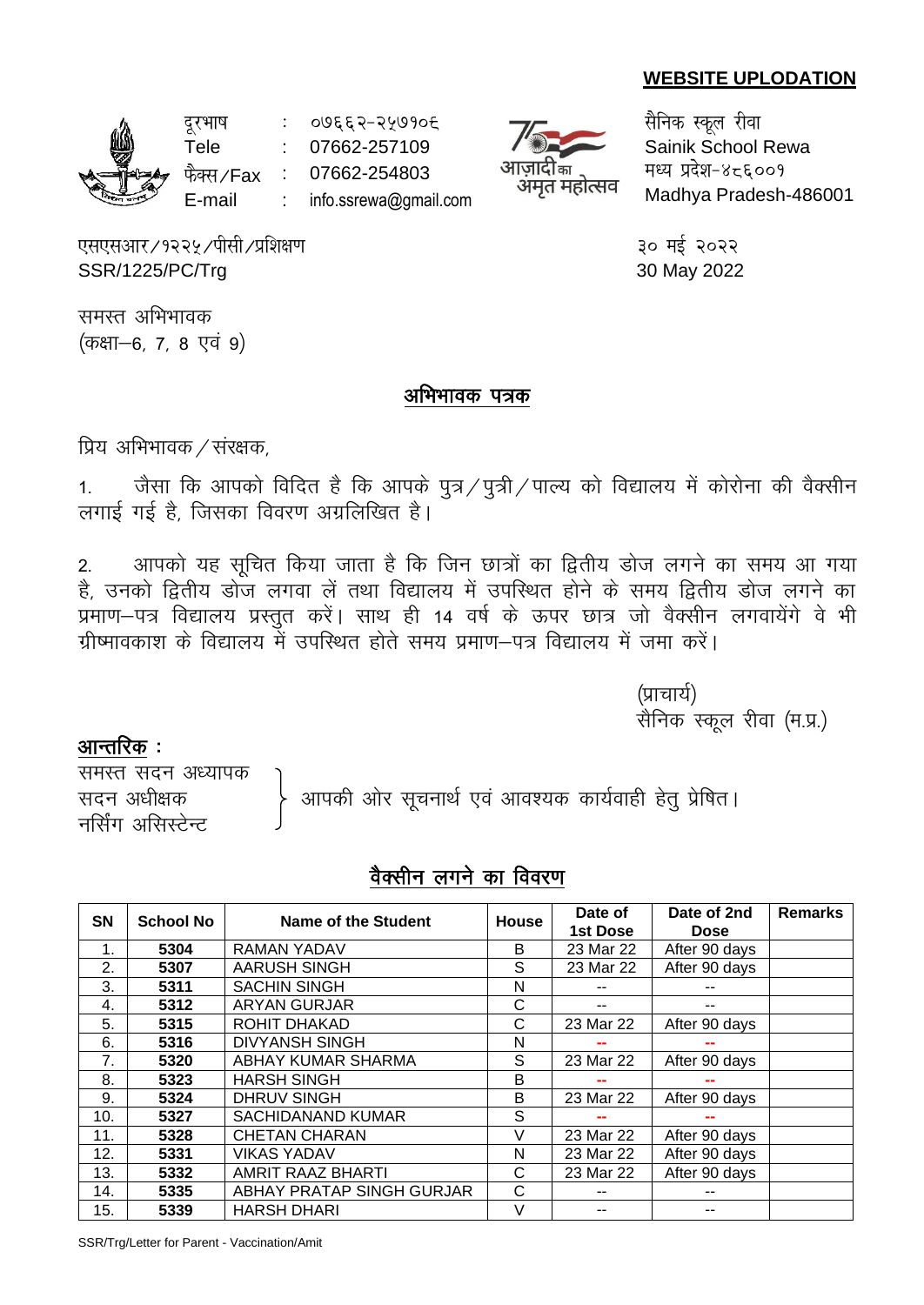**WEBSITE UPLODATION**

दूरभाष : ०७६६२-२५७१०६
Tele : 07662-257109
फैक्स/Fax : 07662-254803
E-mail : info.ssrewa@gmail.com

आज़ादी का अमृत महोत्सव

सैनिक स्कूल रीवा
Sainik School Rewa
मध्य प्रदेश-४८६००१
Madhya Pradesh-486001

एसएसआर/१२२५/पीसी/प्रशिक्षण
SSR/1225/PC/Trg

३० मई २०२२
30 May 2022

समस्त अभिभावक
(कक्षा–6, 7, 8 एवं 9)

## अभिभावक पत्रक

प्रिय अभिभावक/संरक्षक,

1. जैसा कि आपको विदित है कि आपके पुत्र/पुत्री/पाल्य को विद्यालय में कोरोना की वैक्सीन लगाई गई है, जिसका विवरण अग्रलिखित है।

2. आपको यह सूचित किया जाता है कि जिन छात्रों का द्वितीय डोज लगने का समय आ गया है, उनको द्वितीय डोज लगवा लें तथा विद्यालय में उपस्थित होने के समय द्वितीय डोज लगने का प्रमाण–पत्र विद्यालय प्रस्तुत करें। साथ ही 14 वर्ष के ऊपर छात्र जो वैक्सीन लगवायेंगे वे भी ग्रीष्मावकाश के विद्यालय में उपस्थित होते समय प्रमाण–पत्र विद्यालय में जमा करें।

(प्राचार्य)
सैनिक स्कूल रीवा (म.प्र.)

**आन्तरिक :**

समस्त सदन अध्यापक
सदन अधीक्षक
नर्सिंग असिस्टेन्ट

आपकी ओर सूचनार्थ एवं आवश्यक कार्यवाही हेतु प्रेषित।

## वैक्सीन लगने का विवरण

| SN | School No | Name of the Student | House | Date of 1st Dose | Date of 2nd Dose | Remarks |
|---|---|---|---|---|---|---|
| 1. | 5304 | RAMAN YADAV | B | 23 Mar 22 | After 90 days | |
| 2. | 5307 | AARUSH SINGH | S | 23 Mar 22 | After 90 days | |
| 3. | 5311 | SACHIN SINGH | N | -- | -- | |
| 4. | 5312 | ARYAN GURJAR | C | -- | -- | |
| 5. | 5315 | ROHIT DHAKAD | C | 23 Mar 22 | After 90 days | |
| 6. | 5316 | DIVYANSH SINGH | N | -- | -- | |
| 7. | 5320 | ABHAY KUMAR SHARMA | S | 23 Mar 22 | After 90 days | |
| 8. | 5323 | HARSH SINGH | B | -- | -- | |
| 9. | 5324 | DHRUV SINGH | B | 23 Mar 22 | After 90 days | |
| 10. | 5327 | SACHIDANAND KUMAR | S | -- | -- | |
| 11. | 5328 | CHETAN CHARAN | V | 23 Mar 22 | After 90 days | |
| 12. | 5331 | VIKAS YADAV | N | 23 Mar 22 | After 90 days | |
| 13. | 5332 | AMRIT RAAZ BHARTI | C | 23 Mar 22 | After 90 days | |
| 14. | 5335 | ABHAY PRATAP SINGH GURJAR | C | -- | -- | |
| 15. | 5339 | HARSH DHARI | V | -- | -- | |

SSR/Trg/Letter for Parent - Vaccination/Amit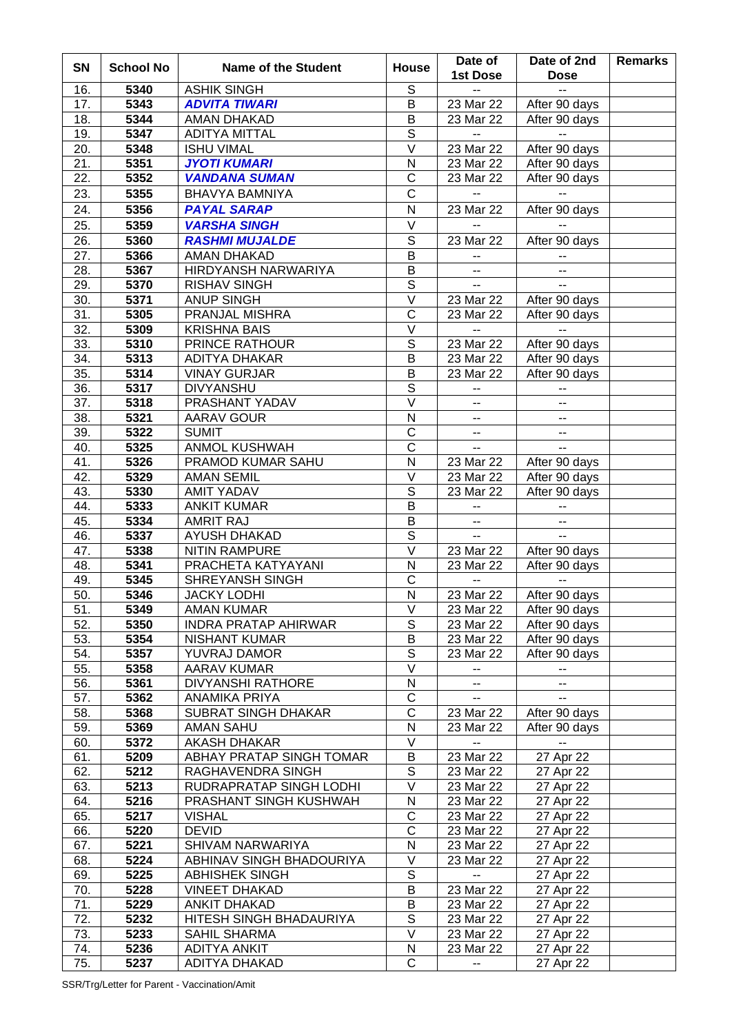| SN | School No | Name of the Student | House | Date of 1st Dose | Date of 2nd Dose | Remarks |
|---|---|---|---|---|---|---|
| 16. | 5340 | ASHIK SINGH | S | -- | -- | |
| 17. | 5343 | ***ADVITA TIWARI*** | B | 23 Mar 22 | After 90 days | |
| 18. | 5344 | AMAN DHAKAD | B | 23 Mar 22 | After 90 days | |
| 19. | 5347 | ADITYA MITTAL | S | -- | -- | |
| 20. | 5348 | ISHU VIMAL | V | 23 Mar 22 | After 90 days | |
| 21. | 5351 | ***JYOTI KUMARI*** | N | 23 Mar 22 | After 90 days | |
| 22. | 5352 | ***VANDANA SUMAN*** | C | 23 Mar 22 | After 90 days | |
| 23. | 5355 | BHAVYA BAMNIYA | C | -- | -- | |
| 24. | 5356 | ***PAYAL SARAP*** | N | 23 Mar 22 | After 90 days | |
| 25. | 5359 | ***VARSHA SINGH*** | V | -- | -- | |
| 26. | 5360 | ***RASHMI MUJALDE*** | S | 23 Mar 22 | After 90 days | |
| 27. | 5366 | AMAN DHAKAD | B | -- | -- | |
| 28. | 5367 | HIRDYANSH NARWARIYA | B | -- | -- | |
| 29. | 5370 | RISHAV SINGH | S | -- | -- | |
| 30. | 5371 | ANUP SINGH | V | 23 Mar 22 | After 90 days | |
| 31. | 5305 | PRANJAL MISHRA | C | 23 Mar 22 | After 90 days | |
| 32. | 5309 | KRISHNA BAIS | V | -- | -- | |
| 33. | 5310 | PRINCE RATHOUR | S | 23 Mar 22 | After 90 days | |
| 34. | 5313 | ADITYA DHAKAR | B | 23 Mar 22 | After 90 days | |
| 35. | 5314 | VINAY GURJAR | B | 23 Mar 22 | After 90 days | |
| 36. | 5317 | DIVYANSHU | S | -- | -- | |
| 37. | 5318 | PRASHANT YADAV | V | -- | -- | |
| 38. | 5321 | AARAV GOUR | N | -- | -- | |
| 39. | 5322 | SUMIT | C | -- | -- | |
| 40. | 5325 | ANMOL KUSHWAH | C | -- | -- | |
| 41. | 5326 | PRAMOD KUMAR SAHU | N | 23 Mar 22 | After 90 days | |
| 42. | 5329 | AMAN SEMIL | V | 23 Mar 22 | After 90 days | |
| 43. | 5330 | AMIT YADAV | S | 23 Mar 22 | After 90 days | |
| 44. | 5333 | ANKIT KUMAR | B | -- | -- | |
| 45. | 5334 | AMRIT RAJ | B | -- | -- | |
| 46. | 5337 | AYUSH DHAKAD | S | -- | -- | |
| 47. | 5338 | NITIN RAMPURE | V | 23 Mar 22 | After 90 days | |
| 48. | 5341 | PRACHETA KATYAYANI | N | 23 Mar 22 | After 90 days | |
| 49. | 5345 | SHREYANSH SINGH | C | -- | -- | |
| 50. | 5346 | JACKY LODHI | N | 23 Mar 22 | After 90 days | |
| 51. | 5349 | AMAN KUMAR | V | 23 Mar 22 | After 90 days | |
| 52. | 5350 | INDRA PRATAP AHIRWAR | S | 23 Mar 22 | After 90 days | |
| 53. | 5354 | NISHANT KUMAR | B | 23 Mar 22 | After 90 days | |
| 54. | 5357 | YUVRAJ DAMOR | S | 23 Mar 22 | After 90 days | |
| 55. | 5358 | AARAV KUMAR | V | -- | -- | |
| 56. | 5361 | DIVYANSHI RATHORE | N | -- | -- | |
| 57. | 5362 | ANAMIKA PRIYA | C | -- | -- | |
| 58. | 5368 | SUBRAT SINGH DHAKAR | C | 23 Mar 22 | After 90 days | |
| 59. | 5369 | AMAN SAHU | N | 23 Mar 22 | After 90 days | |
| 60. | 5372 | AKASH DHAKAR | V | -- | -- | |
| 61. | 5209 | ABHAY PRATAP SINGH TOMAR | B | 23 Mar 22 | 27 Apr 22 | |
| 62. | 5212 | RAGHAVENDRA SINGH | S | 23 Mar 22 | 27 Apr 22 | |
| 63. | 5213 | RUDRAPRATAP SINGH LODHI | V | 23 Mar 22 | 27 Apr 22 | |
| 64. | 5216 | PRASHANT SINGH KUSHWAH | N | 23 Mar 22 | 27 Apr 22 | |
| 65. | 5217 | VISHAL | C | 23 Mar 22 | 27 Apr 22 | |
| 66. | 5220 | DEVID | C | 23 Mar 22 | 27 Apr 22 | |
| 67. | 5221 | SHIVAM NARWARIYA | N | 23 Mar 22 | 27 Apr 22 | |
| 68. | 5224 | ABHINAV SINGH BHADOURIYA | V | 23 Mar 22 | 27 Apr 22 | |
| 69. | 5225 | ABHISHEK SINGH | S | -- | 27 Apr 22 | |
| 70. | 5228 | VINEET DHAKAD | B | 23 Mar 22 | 27 Apr 22 | |
| 71. | 5229 | ANKIT DHAKAD | B | 23 Mar 22 | 27 Apr 22 | |
| 72. | 5232 | HITESH SINGH BHADAURIYA | S | 23 Mar 22 | 27 Apr 22 | |
| 73. | 5233 | SAHIL SHARMA | V | 23 Mar 22 | 27 Apr 22 | |
| 74. | 5236 | ADITYA ANKIT | N | 23 Mar 22 | 27 Apr 22 | |
| 75. | 5237 | ADITYA DHAKAD | C | -- | 27 Apr 22 | |

SSR/Trg/Letter for Parent - Vaccination/Amit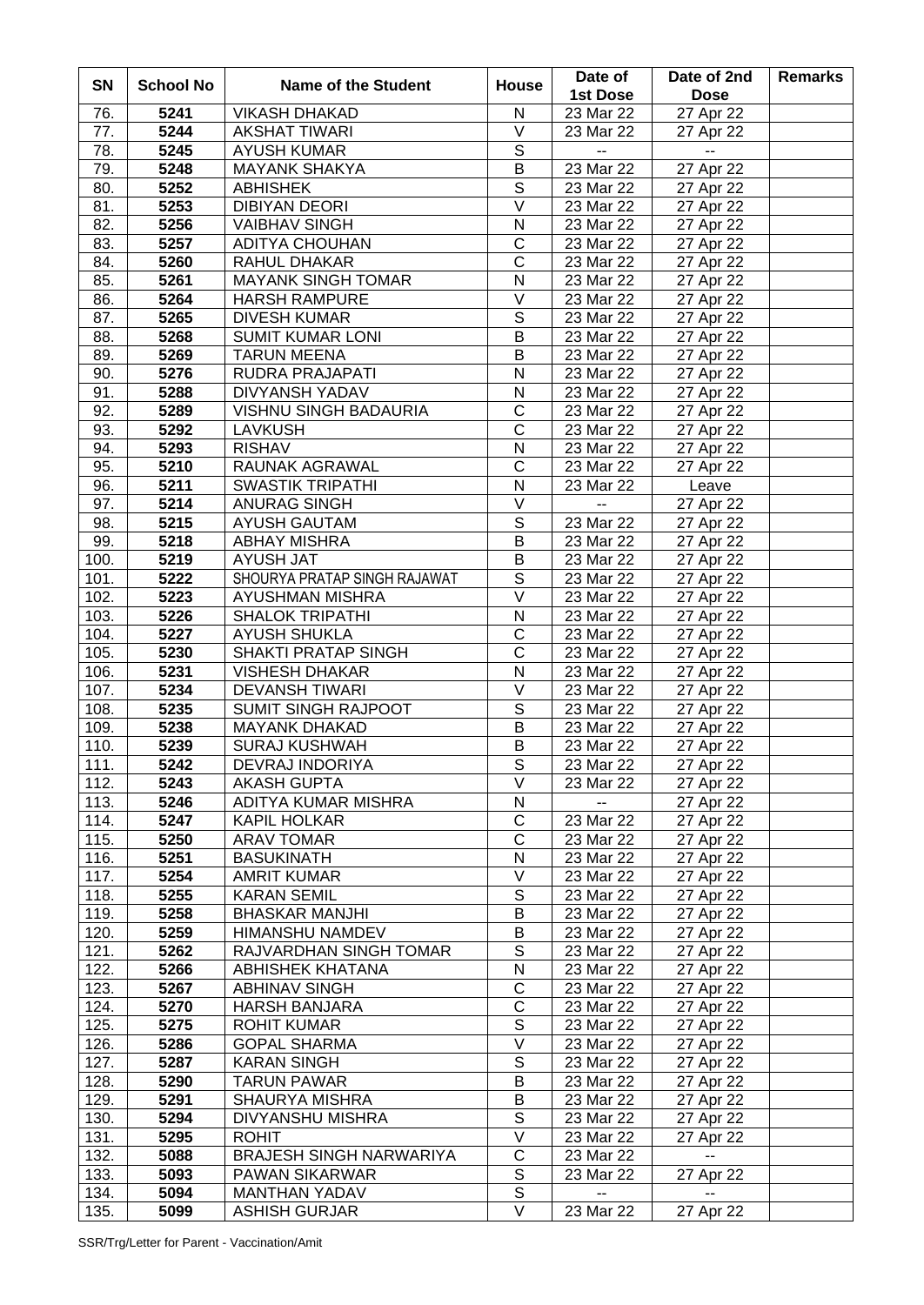| SN | School No | Name of the Student | House | Date of 1st Dose | Date of 2nd Dose | Remarks |
|---|---|---|---|---|---|---|
| 76. | 5241 | VIKASH DHAKAD | N | 23 Mar 22 | 27 Apr 22 | |
| 77. | 5244 | AKSHAT TIWARI | V | 23 Mar 22 | 27 Apr 22 | |
| 78. | 5245 | AYUSH KUMAR | S | -- | -- | |
| 79. | 5248 | MAYANK SHAKYA | B | 23 Mar 22 | 27 Apr 22 | |
| 80. | 5252 | ABHISHEK | S | 23 Mar 22 | 27 Apr 22 | |
| 81. | 5253 | DIBIYAN DEORI | V | 23 Mar 22 | 27 Apr 22 | |
| 82. | 5256 | VAIBHAV SINGH | N | 23 Mar 22 | 27 Apr 22 | |
| 83. | 5257 | ADITYA CHOUHAN | C | 23 Mar 22 | 27 Apr 22 | |
| 84. | 5260 | RAHUL DHAKAR | C | 23 Mar 22 | 27 Apr 22 | |
| 85. | 5261 | MAYANK SINGH TOMAR | N | 23 Mar 22 | 27 Apr 22 | |
| 86. | 5264 | HARSH RAMPURE | V | 23 Mar 22 | 27 Apr 22 | |
| 87. | 5265 | DIVESH KUMAR | S | 23 Mar 22 | 27 Apr 22 | |
| 88. | 5268 | SUMIT KUMAR LONI | B | 23 Mar 22 | 27 Apr 22 | |
| 89. | 5269 | TARUN MEENA | B | 23 Mar 22 | 27 Apr 22 | |
| 90. | 5276 | RUDRA PRAJAPATI | N | 23 Mar 22 | 27 Apr 22 | |
| 91. | 5288 | DIVYANSH YADAV | N | 23 Mar 22 | 27 Apr 22 | |
| 92. | 5289 | VISHNU SINGH BADAURIA | C | 23 Mar 22 | 27 Apr 22 | |
| 93. | 5292 | LAVKUSH | C | 23 Mar 22 | 27 Apr 22 | |
| 94. | 5293 | RISHAV | N | 23 Mar 22 | 27 Apr 22 | |
| 95. | 5210 | RAUNAK AGRAWAL | C | 23 Mar 22 | 27 Apr 22 | |
| 96. | 5211 | SWASTIK TRIPATHI | N | 23 Mar 22 | Leave | |
| 97. | 5214 | ANURAG SINGH | V | -- | 27 Apr 22 | |
| 98. | 5215 | AYUSH GAUTAM | S | 23 Mar 22 | 27 Apr 22 | |
| 99. | 5218 | ABHAY MISHRA | B | 23 Mar 22 | 27 Apr 22 | |
| 100. | 5219 | AYUSH JAT | B | 23 Mar 22 | 27 Apr 22 | |
| 101. | 5222 | SHOURYA PRATAP SINGH RAJAWAT | S | 23 Mar 22 | 27 Apr 22 | |
| 102. | 5223 | AYUSHMAN MISHRA | V | 23 Mar 22 | 27 Apr 22 | |
| 103. | 5226 | SHALOK TRIPATHI | N | 23 Mar 22 | 27 Apr 22 | |
| 104. | 5227 | AYUSH SHUKLA | C | 23 Mar 22 | 27 Apr 22 | |
| 105. | 5230 | SHAKTI PRATAP SINGH | C | 23 Mar 22 | 27 Apr 22 | |
| 106. | 5231 | VISHESH DHAKAR | N | 23 Mar 22 | 27 Apr 22 | |
| 107. | 5234 | DEVANSH TIWARI | V | 23 Mar 22 | 27 Apr 22 | |
| 108. | 5235 | SUMIT SINGH RAJPOOT | S | 23 Mar 22 | 27 Apr 22 | |
| 109. | 5238 | MAYANK DHAKAD | B | 23 Mar 22 | 27 Apr 22 | |
| 110. | 5239 | SURAJ KUSHWAH | B | 23 Mar 22 | 27 Apr 22 | |
| 111. | 5242 | DEVRAJ INDORIYA | S | 23 Mar 22 | 27 Apr 22 | |
| 112. | 5243 | AKASH GUPTA | V | 23 Mar 22 | 27 Apr 22 | |
| 113. | 5246 | ADITYA KUMAR MISHRA | N | -- | 27 Apr 22 | |
| 114. | 5247 | KAPIL HOLKAR | C | 23 Mar 22 | 27 Apr 22 | |
| 115. | 5250 | ARAV TOMAR | C | 23 Mar 22 | 27 Apr 22 | |
| 116. | 5251 | BASUKINATH | N | 23 Mar 22 | 27 Apr 22 | |
| 117. | 5254 | AMRIT KUMAR | V | 23 Mar 22 | 27 Apr 22 | |
| 118. | 5255 | KARAN SEMIL | S | 23 Mar 22 | 27 Apr 22 | |
| 119. | 5258 | BHASKAR MANJHI | B | 23 Mar 22 | 27 Apr 22 | |
| 120. | 5259 | HIMANSHU NAMDEV | B | 23 Mar 22 | 27 Apr 22 | |
| 121. | 5262 | RAJVARDHAN SINGH TOMAR | S | 23 Mar 22 | 27 Apr 22 | |
| 122. | 5266 | ABHISHEK KHATANA | N | 23 Mar 22 | 27 Apr 22 | |
| 123. | 5267 | ABHINAV SINGH | C | 23 Mar 22 | 27 Apr 22 | |
| 124. | 5270 | HARSH BANJARA | C | 23 Mar 22 | 27 Apr 22 | |
| 125. | 5275 | ROHIT KUMAR | S | 23 Mar 22 | 27 Apr 22 | |
| 126. | 5286 | GOPAL SHARMA | V | 23 Mar 22 | 27 Apr 22 | |
| 127. | 5287 | KARAN SINGH | S | 23 Mar 22 | 27 Apr 22 | |
| 128. | 5290 | TARUN PAWAR | B | 23 Mar 22 | 27 Apr 22 | |
| 129. | 5291 | SHAURYA MISHRA | B | 23 Mar 22 | 27 Apr 22 | |
| 130. | 5294 | DIVYANSHU MISHRA | S | 23 Mar 22 | 27 Apr 22 | |
| 131. | 5295 | ROHIT | V | 23 Mar 22 | 27 Apr 22 | |
| 132. | 5088 | BRAJESH SINGH NARWARIYA | C | 23 Mar 22 | -- | |
| 133. | 5093 | PAWAN SIKARWAR | S | 23 Mar 22 | 27 Apr 22 | |
| 134. | 5094 | MANTHAN YADAV | S | -- | -- | |
| 135. | 5099 | ASHISH GURJAR | V | 23 Mar 22 | 27 Apr 22 | |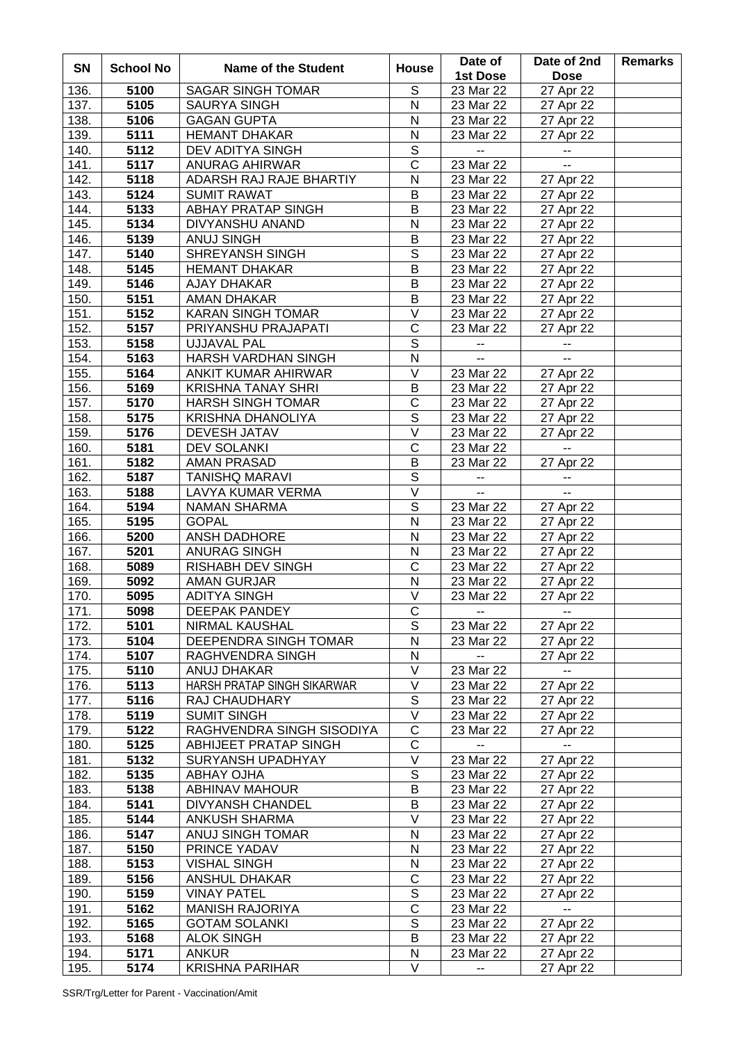| SN | School No | Name of the Student | House | Date of 1st Dose | Date of 2nd Dose | Remarks |
|---|---|---|---|---|---|---|
| 136. | 5100 | SAGAR SINGH TOMAR | S | 23 Mar 22 | 27 Apr 22 | |
| 137. | 5105 | SAURYA SINGH | N | 23 Mar 22 | 27 Apr 22 | |
| 138. | 5106 | GAGAN GUPTA | N | 23 Mar 22 | 27 Apr 22 | |
| 139. | 5111 | HEMANT DHAKAR | N | 23 Mar 22 | 27 Apr 22 | |
| 140. | 5112 | DEV ADITYA SINGH | S | -- | -- | |
| 141. | 5117 | ANURAG AHIRWAR | C | 23 Mar 22 | -- | |
| 142. | 5118 | ADARSH RAJ RAJE BHARTIY | N | 23 Mar 22 | 27 Apr 22 | |
| 143. | 5124 | SUMIT RAWAT | B | 23 Mar 22 | 27 Apr 22 | |
| 144. | 5133 | ABHAY PRATAP SINGH | B | 23 Mar 22 | 27 Apr 22 | |
| 145. | 5134 | DIVYANSHU ANAND | N | 23 Mar 22 | 27 Apr 22 | |
| 146. | 5139 | ANUJ SINGH | B | 23 Mar 22 | 27 Apr 22 | |
| 147. | 5140 | SHREYANSH SINGH | S | 23 Mar 22 | 27 Apr 22 | |
| 148. | 5145 | HEMANT DHAKAR | B | 23 Mar 22 | 27 Apr 22 | |
| 149. | 5146 | AJAY DHAKAR | B | 23 Mar 22 | 27 Apr 22 | |
| 150. | 5151 | AMAN DHAKAR | B | 23 Mar 22 | 27 Apr 22 | |
| 151. | 5152 | KARAN SINGH TOMAR | V | 23 Mar 22 | 27 Apr 22 | |
| 152. | 5157 | PRIYANSHU PRAJAPATI | C | 23 Mar 22 | 27 Apr 22 | |
| 153. | 5158 | UJJAVAL PAL | S | -- | -- | |
| 154. | 5163 | HARSH VARDHAN SINGH | N | -- | -- | |
| 155. | 5164 | ANKIT KUMAR AHIRWAR | V | 23 Mar 22 | 27 Apr 22 | |
| 156. | 5169 | KRISHNA TANAY SHRI | B | 23 Mar 22 | 27 Apr 22 | |
| 157. | 5170 | HARSH SINGH TOMAR | C | 23 Mar 22 | 27 Apr 22 | |
| 158. | 5175 | KRISHNA DHANOLIYA | S | 23 Mar 22 | 27 Apr 22 | |
| 159. | 5176 | DEVESH JATAV | V | 23 Mar 22 | 27 Apr 22 | |
| 160. | 5181 | DEV SOLANKI | C | 23 Mar 22 | -- | |
| 161. | 5182 | AMAN PRASAD | B | 23 Mar 22 | 27 Apr 22 | |
| 162. | 5187 | TANISHQ MARAVI | S | -- | -- | |
| 163. | 5188 | LAVYA KUMAR VERMA | V | -- | -- | |
| 164. | 5194 | NAMAN SHARMA | S | 23 Mar 22 | 27 Apr 22 | |
| 165. | 5195 | GOPAL | N | 23 Mar 22 | 27 Apr 22 | |
| 166. | 5200 | ANSH DADHORE | N | 23 Mar 22 | 27 Apr 22 | |
| 167. | 5201 | ANURAG SINGH | N | 23 Mar 22 | 27 Apr 22 | |
| 168. | 5089 | RISHABH DEV SINGH | C | 23 Mar 22 | 27 Apr 22 | |
| 169. | 5092 | AMAN GURJAR | N | 23 Mar 22 | 27 Apr 22 | |
| 170. | 5095 | ADITYA SINGH | V | 23 Mar 22 | 27 Apr 22 | |
| 171. | 5098 | DEEPAK PANDEY | C | -- | -- | |
| 172. | 5101 | NIRMAL KAUSHAL | S | 23 Mar 22 | 27 Apr 22 | |
| 173. | 5104 | DEEPENDRA SINGH TOMAR | N | 23 Mar 22 | 27 Apr 22 | |
| 174. | 5107 | RAGHVENDRA SINGH | N | -- | 27 Apr 22 | |
| 175. | 5110 | ANUJ DHAKAR | V | 23 Mar 22 | -- | |
| 176. | 5113 | HARSH PRATAP SINGH SIKARWAR | V | 23 Mar 22 | 27 Apr 22 | |
| 177. | 5116 | RAJ CHAUDHARY | S | 23 Mar 22 | 27 Apr 22 | |
| 178. | 5119 | SUMIT SINGH | V | 23 Mar 22 | 27 Apr 22 | |
| 179. | 5122 | RAGHVENDRA SINGH SISODIYA | C | 23 Mar 22 | 27 Apr 22 | |
| 180. | 5125 | ABHIJEET PRATAP SINGH | C | -- | -- | |
| 181. | 5132 | SURYANSH UPADHYAY | V | 23 Mar 22 | 27 Apr 22 | |
| 182. | 5135 | ABHAY OJHA | S | 23 Mar 22 | 27 Apr 22 | |
| 183. | 5138 | ABHINAV MAHOUR | B | 23 Mar 22 | 27 Apr 22 | |
| 184. | 5141 | DIVYANSH CHANDEL | B | 23 Mar 22 | 27 Apr 22 | |
| 185. | 5144 | ANKUSH SHARMA | V | 23 Mar 22 | 27 Apr 22 | |
| 186. | 5147 | ANUJ SINGH TOMAR | N | 23 Mar 22 | 27 Apr 22 | |
| 187. | 5150 | PRINCE YADAV | N | 23 Mar 22 | 27 Apr 22 | |
| 188. | 5153 | VISHAL SINGH | N | 23 Mar 22 | 27 Apr 22 | |
| 189. | 5156 | ANSHUL DHAKAR | C | 23 Mar 22 | 27 Apr 22 | |
| 190. | 5159 | VINAY PATEL | S | 23 Mar 22 | 27 Apr 22 | |
| 191. | 5162 | MANISH RAJORIYA | C | 23 Mar 22 | -- | |
| 192. | 5165 | GOTAM SOLANKI | S | 23 Mar 22 | 27 Apr 22 | |
| 193. | 5168 | ALOK SINGH | B | 23 Mar 22 | 27 Apr 22 | |
| 194. | 5171 | ANKUR | N | 23 Mar 22 | 27 Apr 22 | |
| 195. | 5174 | KRISHNA PARIHAR | V | -- | 27 Apr 22 | |

SSR/Trg/Letter for Parent - Vaccination/Amit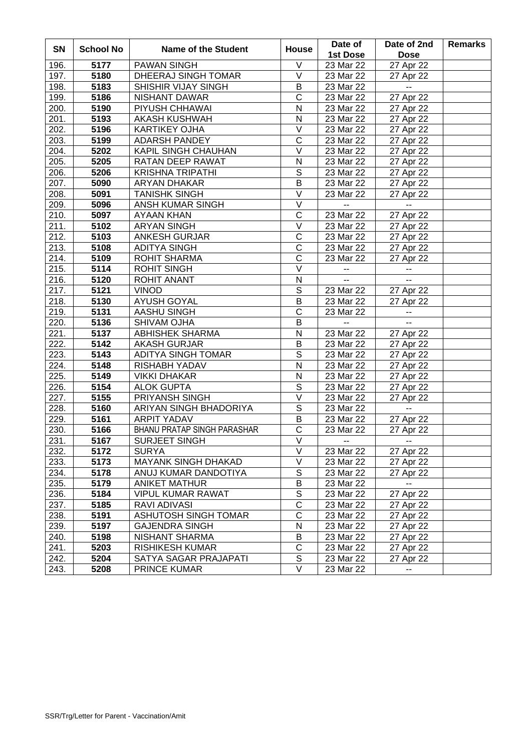| SN | School No | Name of the Student | House | Date of 1st Dose | Date of 2nd Dose | Remarks |
|---|---|---|---|---|---|---|
| 196. | **5177** | PAWAN SINGH | V | 23 Mar 22 | 27 Apr 22 | |
| 197. | **5180** | DHEERAJ SINGH TOMAR | V | 23 Mar 22 | 27 Apr 22 | |
| 198. | **5183** | SHISHIR VIJAY SINGH | B | 23 Mar 22 | -- | |
| 199. | **5186** | NISHANT DAWAR | C | 23 Mar 22 | 27 Apr 22 | |
| 200. | **5190** | PIYUSH CHHAWAI | N | 23 Mar 22 | 27 Apr 22 | |
| 201. | **5193** | AKASH KUSHWAH | N | 23 Mar 22 | 27 Apr 22 | |
| 202. | **5196** | KARTIKEY OJHA | V | 23 Mar 22 | 27 Apr 22 | |
| 203. | **5199** | ADARSH PANDEY | C | 23 Mar 22 | 27 Apr 22 | |
| 204. | **5202** | KAPIL SINGH CHAUHAN | V | 23 Mar 22 | 27 Apr 22 | |
| 205. | **5205** | RATAN DEEP RAWAT | N | 23 Mar 22 | 27 Apr 22 | |
| 206. | **5206** | KRISHNA TRIPATHI | S | 23 Mar 22 | 27 Apr 22 | |
| 207. | **5090** | ARYAN DHAKAR | B | 23 Mar 22 | 27 Apr 22 | |
| 208. | **5091** | TANISHK SINGH | V | 23 Mar 22 | 27 Apr 22 | |
| 209. | **5096** | ANSH KUMAR SINGH | V | -- | -- | |
| 210. | **5097** | AYAAN KHAN | C | 23 Mar 22 | 27 Apr 22 | |
| 211. | **5102** | ARYAN SINGH | V | 23 Mar 22 | 27 Apr 22 | |
| 212. | **5103** | ANKESH GURJAR | C | 23 Mar 22 | 27 Apr 22 | |
| 213. | **5108** | ADITYA SINGH | C | 23 Mar 22 | 27 Apr 22 | |
| 214. | **5109** | ROHIT SHARMA | C | 23 Mar 22 | 27 Apr 22 | |
| 215. | **5114** | ROHIT SINGH | V | -- | -- | |
| 216. | **5120** | ROHIT ANANT | N | -- | -- | |
| 217. | **5121** | VINOD | S | 23 Mar 22 | 27 Apr 22 | |
| 218. | **5130** | AYUSH GOYAL | B | 23 Mar 22 | 27 Apr 22 | |
| 219. | **5131** | AASHU SINGH | C | 23 Mar 22 | -- | |
| 220. | **5136** | SHIVAM OJHA | B | -- | -- | |
| 221. | **5137** | ABHISHEK SHARMA | N | 23 Mar 22 | 27 Apr 22 | |
| 222. | **5142** | AKASH GURJAR | B | 23 Mar 22 | 27 Apr 22 | |
| 223. | **5143** | ADITYA SINGH TOMAR | S | 23 Mar 22 | 27 Apr 22 | |
| 224. | **5148** | RISHABH YADAV | N | 23 Mar 22 | 27 Apr 22 | |
| 225. | **5149** | VIKKI DHAKAR | N | 23 Mar 22 | 27 Apr 22 | |
| 226. | **5154** | ALOK GUPTA | S | 23 Mar 22 | 27 Apr 22 | |
| 227. | **5155** | PRIYANSH SINGH | V | 23 Mar 22 | 27 Apr 22 | |
| 228. | **5160** | ARIYAN SINGH BHADORIYA | S | 23 Mar 22 | -- | |
| 229. | **5161** | ARPIT YADAV | B | 23 Mar 22 | 27 Apr 22 | |
| 230. | **5166** | BHANU PRATAP SINGH PARASHAR | C | 23 Mar 22 | 27 Apr 22 | |
| 231. | **5167** | SURJEET SINGH | V | -- | -- | |
| 232. | **5172** | SURYA | V | 23 Mar 22 | 27 Apr 22 | |
| 233. | **5173** | MAYANK SINGH DHAKAD | V | 23 Mar 22 | 27 Apr 22 | |
| 234. | **5178** | ANUJ KUMAR DANDOTIYA | S | 23 Mar 22 | 27 Apr 22 | |
| 235. | **5179** | ANIKET MATHUR | B | 23 Mar 22 | -- | |
| 236. | **5184** | VIPUL KUMAR RAWAT | S | 23 Mar 22 | 27 Apr 22 | |
| 237. | **5185** | RAVI ADIVASI | C | 23 Mar 22 | 27 Apr 22 | |
| 238. | **5191** | ASHUTOSH SINGH TOMAR | C | 23 Mar 22 | 27 Apr 22 | |
| 239. | **5197** | GAJENDRA SINGH | N | 23 Mar 22 | 27 Apr 22 | |
| 240. | **5198** | NISHANT SHARMA | B | 23 Mar 22 | 27 Apr 22 | |
| 241. | **5203** | RISHIKESH KUMAR | C | 23 Mar 22 | 27 Apr 22 | |
| 242. | **5204** | SATYA SAGAR PRAJAPATI | S | 23 Mar 22 | 27 Apr 22 | |
| 243. | **5208** | PRINCE KUMAR | V | 23 Mar 22 | -- | |

SSR/Trg/Letter for Parent - Vaccination/Amit